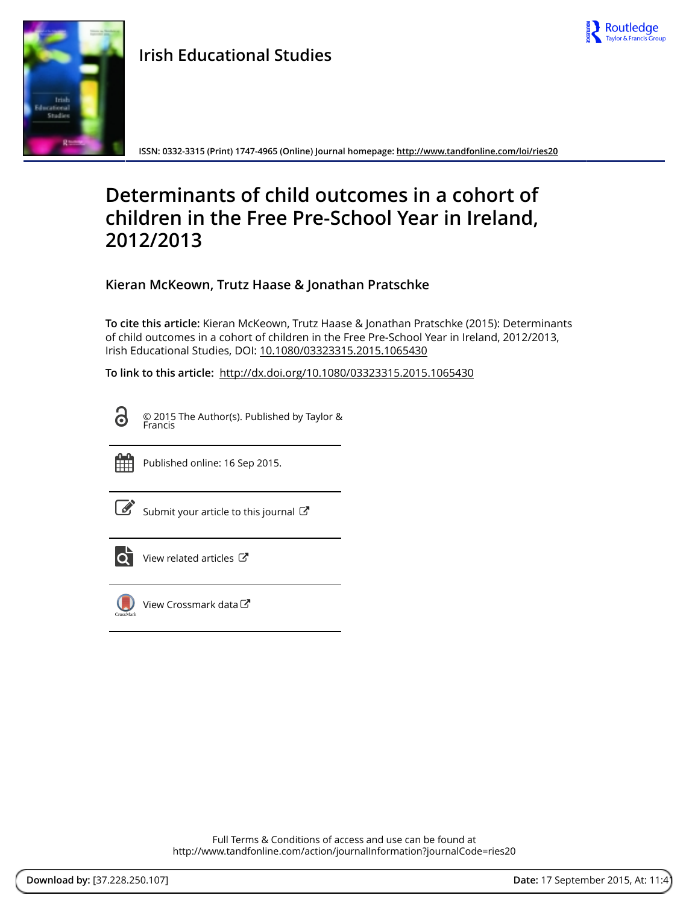Irish Educational Studies

ISSN: 0332-3315 (Print) 1747-4965 (Online) Journal homepage: http://www.tandfonline.com/loi/ries20

# Determinants of child outcomes in a cohort of children in the Free Pre-School Year in Ireland, 2012/2013

**Kieran McKeown, Trutz Haase & Jonathan Pratschke**

**To cite this article:** Kieran McKeown, Trutz Haase & Jonathan Pratschke (2015): Determinants of child outcomes in a cohort of children in the Free Pre-School Year in Ireland, 2012/2013, Irish Educational Studies, DOI: 10.1080/03323315.2015.1065430

**To link to this article:** http://dx.doi.org/10.1080/03323315.2015.1065430

© 2015 The Author(s). Published by Taylor & Francis

Published online: 16 Sep 2015.

Submit your article to this journal

View related articles

View Crossmark data

Full Terms & Conditions of access and use can be found at
http://www.tandfonline.com/action/journalInformation?journalCode=ries20

**Download by:** [37.228.250.107] **Date:** 17 September 2015, At: 11:41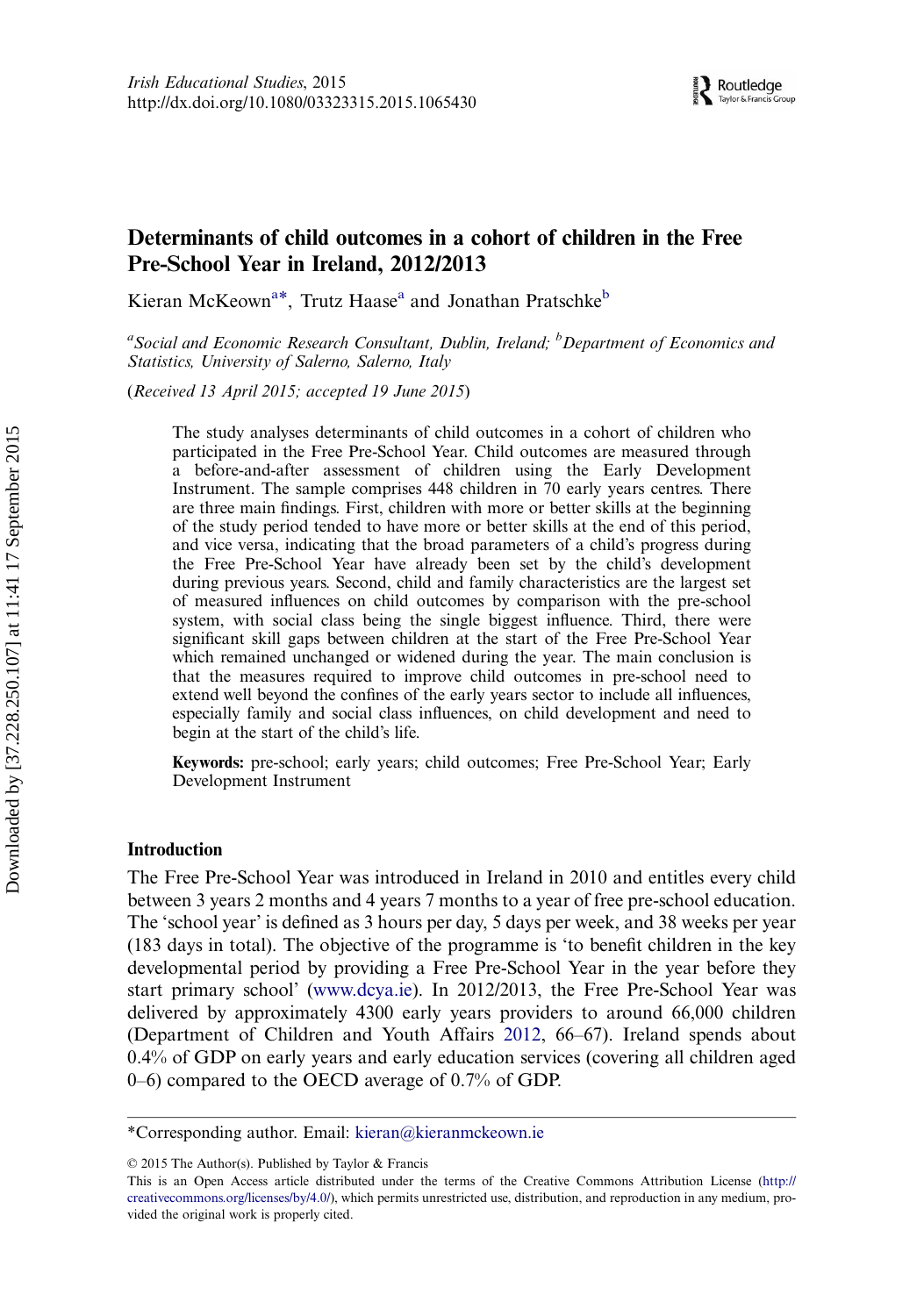# Determinants of child outcomes in a cohort of children in the Free Pre-School Year in Ireland, 2012/2013

Kieran McKeown[a*], Trutz Haase[a] and Jonathan Pratschke[b]

[a]*Social and Economic Research Consultant, Dublin, Ireland;* [b]*Department of Economics and Statistics, University of Salerno, Salerno, Italy*

(*Received 13 April 2015; accepted 19 June 2015*)

The study analyses determinants of child outcomes in a cohort of children who participated in the Free Pre-School Year. Child outcomes are measured through a before-and-after assessment of children using the Early Development Instrument. The sample comprises 448 children in 70 early years centres. There are three main findings. First, children with more or better skills at the beginning of the study period tended to have more or better skills at the end of this period, and vice versa, indicating that the broad parameters of a child's progress during the Free Pre-School Year have already been set by the child's development during previous years. Second, child and family characteristics are the largest set of measured influences on child outcomes by comparison with the pre-school system, with social class being the single biggest influence. Third, there were significant skill gaps between children at the start of the Free Pre-School Year which remained unchanged or widened during the year. The main conclusion is that the measures required to improve child outcomes in pre-school need to extend well beyond the confines of the early years sector to include all influences, especially family and social class influences, on child development and need to begin at the start of the child's life.

**Keywords:** pre-school; early years; child outcomes; Free Pre-School Year; Early Development Instrument

## Introduction

The Free Pre-School Year was introduced in Ireland in 2010 and entitles every child between 3 years 2 months and 4 years 7 months to a year of free pre-school education. The 'school year' is defined as 3 hours per day, 5 days per week, and 38 weeks per year (183 days in total). The objective of the programme is 'to benefit children in the key developmental period by providing a Free Pre-School Year in the year before they start primary school' (www.dcya.ie). In 2012/2013, the Free Pre-School Year was delivered by approximately 4300 early years providers to around 66,000 children (Department of Children and Youth Affairs 2012, 66–67). Ireland spends about 0.4% of GDP on early years and early education services (covering all children aged 0–6) compared to the OECD average of 0.7% of GDP.

*Corresponding author. Email: kieran@kieranmckeown.ie

© 2015 The Author(s). Published by Taylor & Francis

This is an Open Access article distributed under the terms of the Creative Commons Attribution License (http://creativecommons.org/licenses/by/4.0/), which permits unrestricted use, distribution, and reproduction in any medium, provided the original work is properly cited.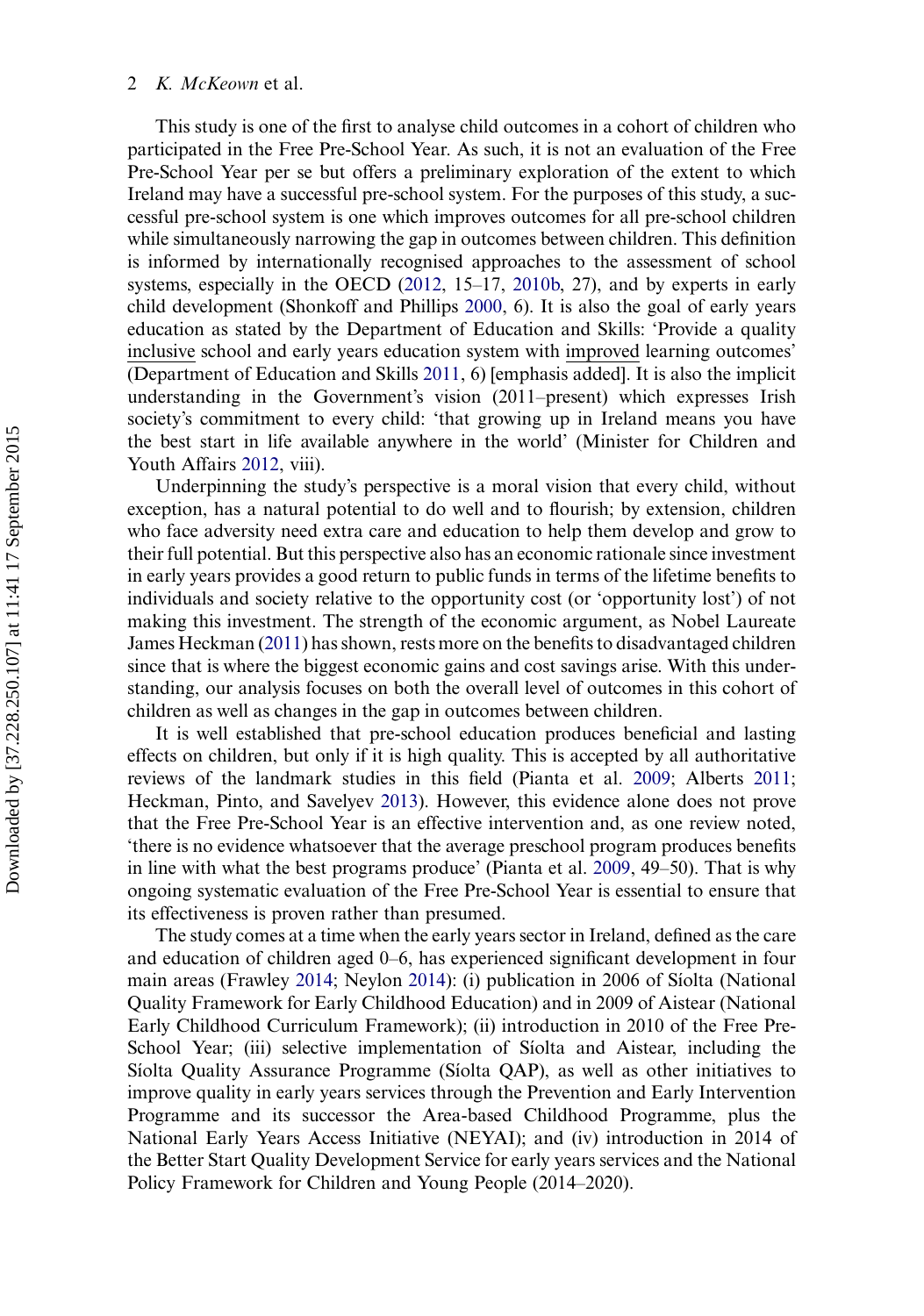This study is one of the first to analyse child outcomes in a cohort of children who participated in the Free Pre-School Year. As such, it is not an evaluation of the Free Pre-School Year per se but offers a preliminary exploration of the extent to which Ireland may have a successful pre-school system. For the purposes of this study, a successful pre-school system is one which improves outcomes for all pre-school children while simultaneously narrowing the gap in outcomes between children. This definition is informed by internationally recognised approaches to the assessment of school systems, especially in the OECD (2012, 15–17, 2010b, 27), and by experts in early child development (Shonkoff and Phillips 2000, 6). It is also the goal of early years education as stated by the Department of Education and Skills: 'Provide a quality <u>inclusive</u> school and early years education system with <u>improved</u> learning outcomes' (Department of Education and Skills 2011, 6) [emphasis added]. It is also the implicit understanding in the Government's vision (2011–present) which expresses Irish society's commitment to every child: 'that growing up in Ireland means you have the best start in life available anywhere in the world' (Minister for Children and Youth Affairs 2012, viii).

Underpinning the study's perspective is a moral vision that every child, without exception, has a natural potential to do well and to flourish; by extension, children who face adversity need extra care and education to help them develop and grow to their full potential. But this perspective also has an economic rationale since investment in early years provides a good return to public funds in terms of the lifetime benefits to individuals and society relative to the opportunity cost (or 'opportunity lost') of not making this investment. The strength of the economic argument, as Nobel Laureate James Heckman (2011) has shown, rests more on the benefits to disadvantaged children since that is where the biggest economic gains and cost savings arise. With this understanding, our analysis focuses on both the overall level of outcomes in this cohort of children as well as changes in the gap in outcomes between children.

It is well established that pre-school education produces beneficial and lasting effects on children, but only if it is high quality. This is accepted by all authoritative reviews of the landmark studies in this field (Pianta et al. 2009; Alberts 2011; Heckman, Pinto, and Savelyev 2013). However, this evidence alone does not prove that the Free Pre-School Year is an effective intervention and, as one review noted, 'there is no evidence whatsoever that the average preschool program produces benefits in line with what the best programs produce' (Pianta et al. 2009, 49–50). That is why ongoing systematic evaluation of the Free Pre-School Year is essential to ensure that its effectiveness is proven rather than presumed.

The study comes at a time when the early years sector in Ireland, defined as the care and education of children aged 0–6, has experienced significant development in four main areas (Frawley 2014; Neylon 2014): (i) publication in 2006 of Síolta (National Quality Framework for Early Childhood Education) and in 2009 of Aistear (National Early Childhood Curriculum Framework); (ii) introduction in 2010 of the Free Pre-School Year; (iii) selective implementation of Síolta and Aistear, including the Síolta Quality Assurance Programme (Síolta QAP), as well as other initiatives to improve quality in early years services through the Prevention and Early Intervention Programme and its successor the Area-based Childhood Programme, plus the National Early Years Access Initiative (NEYAI); and (iv) introduction in 2014 of the Better Start Quality Development Service for early years services and the National Policy Framework for Children and Young People (2014–2020).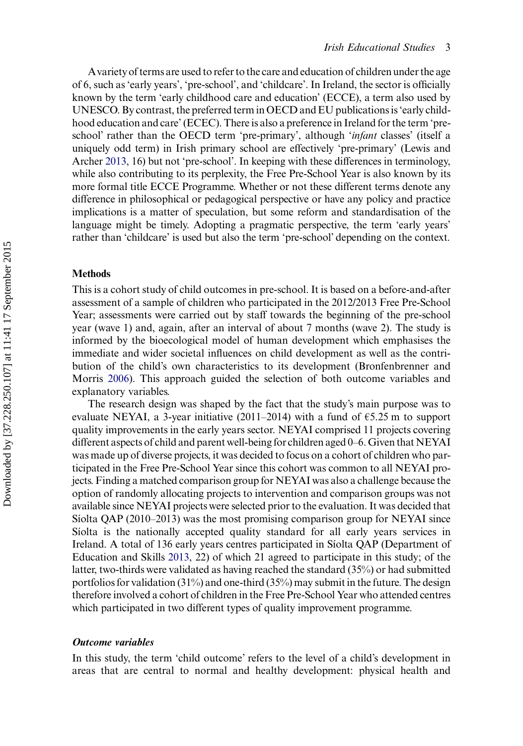A variety of terms are used to refer to the care and education of children under the age of 6, such as 'early years', 'pre-school', and 'childcare'. In Ireland, the sector is officially known by the term 'early childhood care and education' (ECCE), a term also used by UNESCO. By contrast, the preferred term in OECD and EU publications is 'early childhood education and care' (ECEC). There is also a preference in Ireland for the term 'pre-school' rather than the OECD term 'pre-primary', although '*infant* classes' (itself a uniquely odd term) in Irish primary school are effectively 'pre-primary' (Lewis and Archer 2013, 16) but not 'pre-school'. In keeping with these differences in terminology, while also contributing to its perplexity, the Free Pre-School Year is also known by its more formal title ECCE Programme. Whether or not these different terms denote any difference in philosophical or pedagogical perspective or have any policy and practice implications is a matter of speculation, but some reform and standardisation of the language might be timely. Adopting a pragmatic perspective, the term 'early years' rather than 'childcare' is used but also the term 'pre-school' depending on the context.

## Methods

This is a cohort study of child outcomes in pre-school. It is based on a before-and-after assessment of a sample of children who participated in the 2012/2013 Free Pre-School Year; assessments were carried out by staff towards the beginning of the pre-school year (wave 1) and, again, after an interval of about 7 months (wave 2). The study is informed by the bioecological model of human development which emphasises the immediate and wider societal influences on child development as well as the contribution of the child's own characteristics to its development (Bronfenbrenner and Morris 2006). This approach guided the selection of both outcome variables and explanatory variables.

The research design was shaped by the fact that the study's main purpose was to evaluate NEYAI, a 3-year initiative (2011–2014) with a fund of €5.25 m to support quality improvements in the early years sector. NEYAI comprised 11 projects covering different aspects of child and parent well-being for children aged 0–6. Given that NEYAI was made up of diverse projects, it was decided to focus on a cohort of children who participated in the Free Pre-School Year since this cohort was common to all NEYAI projects. Finding a matched comparison group for NEYAI was also a challenge because the option of randomly allocating projects to intervention and comparison groups was not available since NEYAI projects were selected prior to the evaluation. It was decided that Síolta QAP (2010–2013) was the most promising comparison group for NEYAI since Síolta is the nationally accepted quality standard for all early years services in Ireland. A total of 136 early years centres participated in Síolta QAP (Department of Education and Skills 2013, 22) of which 21 agreed to participate in this study; of the latter, two-thirds were validated as having reached the standard (35%) or had submitted portfolios for validation (31%) and one-third (35%) may submit in the future. The design therefore involved a cohort of children in the Free Pre-School Year who attended centres which participated in two different types of quality improvement programme.

### *Outcome variables*

In this study, the term 'child outcome' refers to the level of a child's development in areas that are central to normal and healthy development: physical health and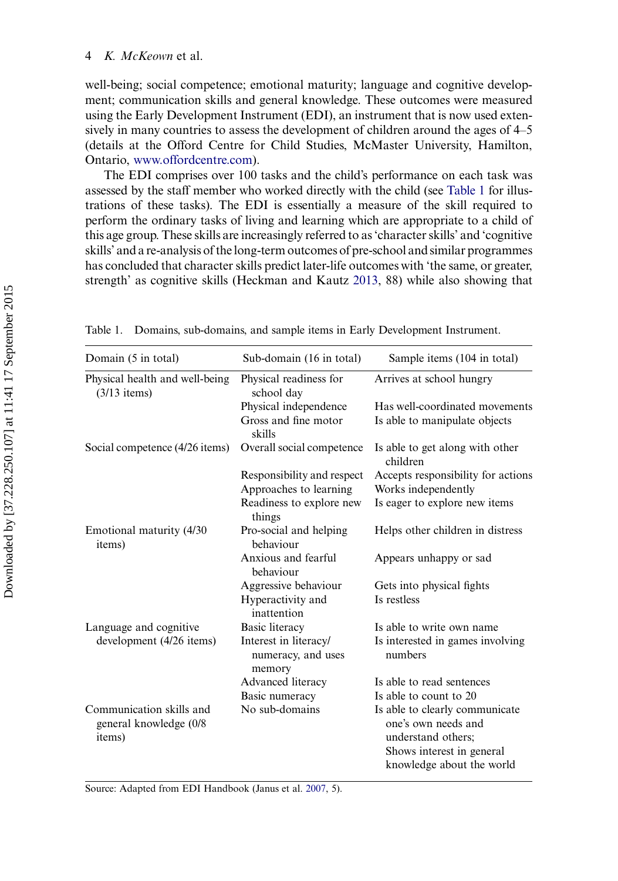well-being; social competence; emotional maturity; language and cognitive development; communication skills and general knowledge. These outcomes were measured using the Early Development Instrument (EDI), an instrument that is now used extensively in many countries to assess the development of children around the ages of 4–5 (details at the Offord Centre for Child Studies, McMaster University, Hamilton, Ontario, www.offordcentre.com).

The EDI comprises over 100 tasks and the child's performance on each task was assessed by the staff member who worked directly with the child (see Table 1 for illustrations of these tasks). The EDI is essentially a measure of the skill required to perform the ordinary tasks of living and learning which are appropriate to a child of this age group. These skills are increasingly referred to as 'character skills' and 'cognitive skills' and a re-analysis of the long-term outcomes of pre-school and similar programmes has concluded that character skills predict later-life outcomes with 'the same, or greater, strength' as cognitive skills (Heckman and Kautz 2013, 88) while also showing that

Table 1. Domains, sub-domains, and sample items in Early Development Instrument.

| Domain (5 in total) | Sub-domain (16 in total) | Sample items (104 in total) |
|---|---|---|
| Physical health and well-being (3/13 items) | Physical readiness for school day | Arrives at school hungry |
| | Physical independence | Has well-coordinated movements |
| | Gross and fine motor skills | Is able to manipulate objects |
| Social competence (4/26 items) | Overall social competence | Is able to get along with other children |
| | Responsibility and respect | Accepts responsibility for actions |
| | Approaches to learning | Works independently |
| | Readiness to explore new things | Is eager to explore new items |
| Emotional maturity (4/30 items) | Pro-social and helping behaviour | Helps other children in distress |
| | Anxious and fearful behaviour | Appears unhappy or sad |
| | Aggressive behaviour | Gets into physical fights |
| | Hyperactivity and inattention | Is restless |
| Language and cognitive development (4/26 items) | Basic literacy | Is able to write own name |
| | Interest in literacy/numeracy, and uses memory | Is interested in games involving numbers |
| | Advanced literacy | Is able to read sentences |
| | Basic numeracy | Is able to count to 20 |
| Communication skills and general knowledge (0/8 items) | No sub-domains | Is able to clearly communicate one's own needs and understand others; Shows interest in general knowledge about the world |

Source: Adapted from EDI Handbook (Janus et al. 2007, 5).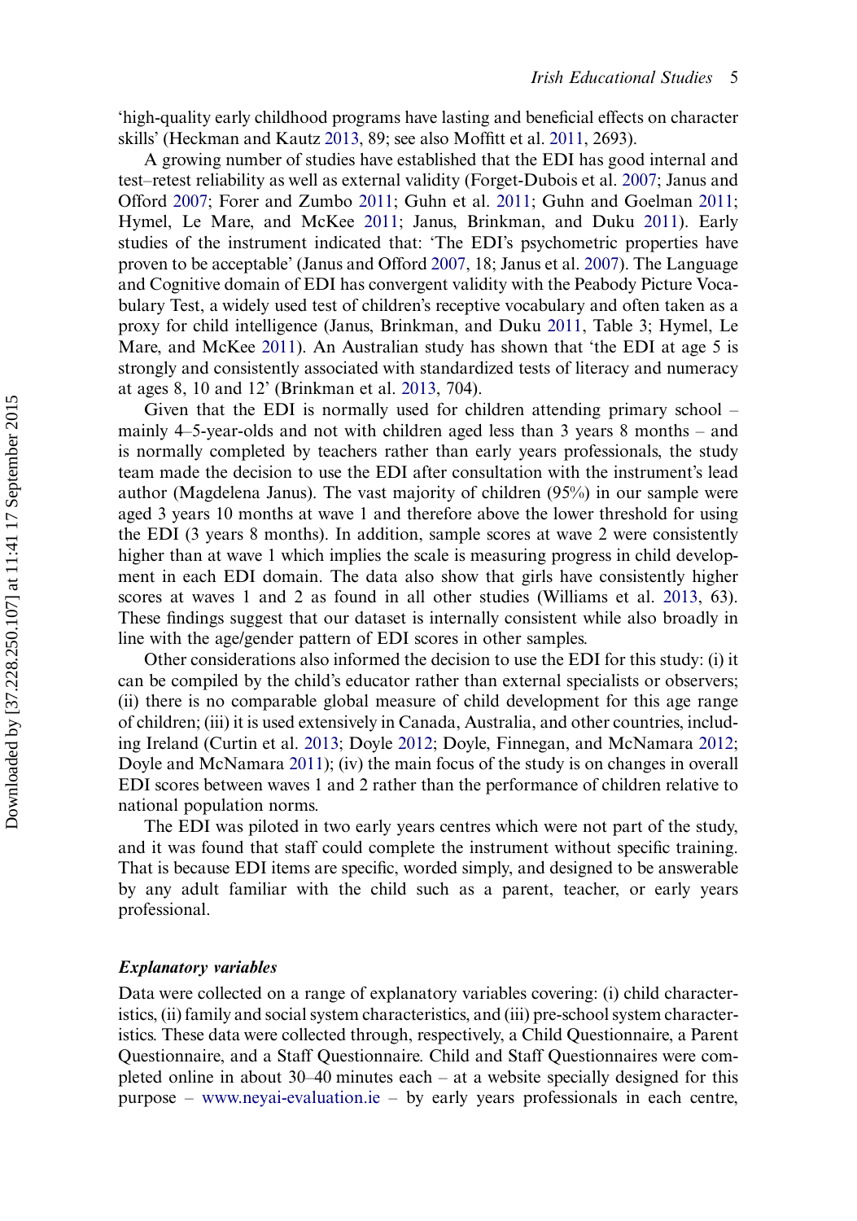'high-quality early childhood programs have lasting and beneficial effects on character skills' (Heckman and Kautz 2013, 89; see also Moffitt et al. 2011, 2693).

A growing number of studies have established that the EDI has good internal and test–retest reliability as well as external validity (Forget-Dubois et al. 2007; Janus and Offord 2007; Forer and Zumbo 2011; Guhn et al. 2011; Guhn and Goelman 2011; Hymel, Le Mare, and McKee 2011; Janus, Brinkman, and Duku 2011). Early studies of the instrument indicated that: 'The EDI's psychometric properties have proven to be acceptable' (Janus and Offord 2007, 18; Janus et al. 2007). The Language and Cognitive domain of EDI has convergent validity with the Peabody Picture Vocabulary Test, a widely used test of children's receptive vocabulary and often taken as a proxy for child intelligence (Janus, Brinkman, and Duku 2011, Table 3; Hymel, Le Mare, and McKee 2011). An Australian study has shown that 'the EDI at age 5 is strongly and consistently associated with standardized tests of literacy and numeracy at ages 8, 10 and 12' (Brinkman et al. 2013, 704).

Given that the EDI is normally used for children attending primary school – mainly 4–5-year-olds and not with children aged less than 3 years 8 months – and is normally completed by teachers rather than early years professionals, the study team made the decision to use the EDI after consultation with the instrument's lead author (Magdelena Janus). The vast majority of children (95%) in our sample were aged 3 years 10 months at wave 1 and therefore above the lower threshold for using the EDI (3 years 8 months). In addition, sample scores at wave 2 were consistently higher than at wave 1 which implies the scale is measuring progress in child development in each EDI domain. The data also show that girls have consistently higher scores at waves 1 and 2 as found in all other studies (Williams et al. 2013, 63). These findings suggest that our dataset is internally consistent while also broadly in line with the age/gender pattern of EDI scores in other samples.

Other considerations also informed the decision to use the EDI for this study: (i) it can be compiled by the child's educator rather than external specialists or observers; (ii) there is no comparable global measure of child development for this age range of children; (iii) it is used extensively in Canada, Australia, and other countries, including Ireland (Curtin et al. 2013; Doyle 2012; Doyle, Finnegan, and McNamara 2012; Doyle and McNamara 2011); (iv) the main focus of the study is on changes in overall EDI scores between waves 1 and 2 rather than the performance of children relative to national population norms.

The EDI was piloted in two early years centres which were not part of the study, and it was found that staff could complete the instrument without specific training. That is because EDI items are specific, worded simply, and designed to be answerable by any adult familiar with the child such as a parent, teacher, or early years professional.

### *Explanatory variables*

Data were collected on a range of explanatory variables covering: (i) child characteristics, (ii) family and social system characteristics, and (iii) pre-school system characteristics. These data were collected through, respectively, a Child Questionnaire, a Parent Questionnaire, and a Staff Questionnaire. Child and Staff Questionnaires were completed online in about 30–40 minutes each – at a website specially designed for this purpose – www.neyai-evaluation.ie – by early years professionals in each centre,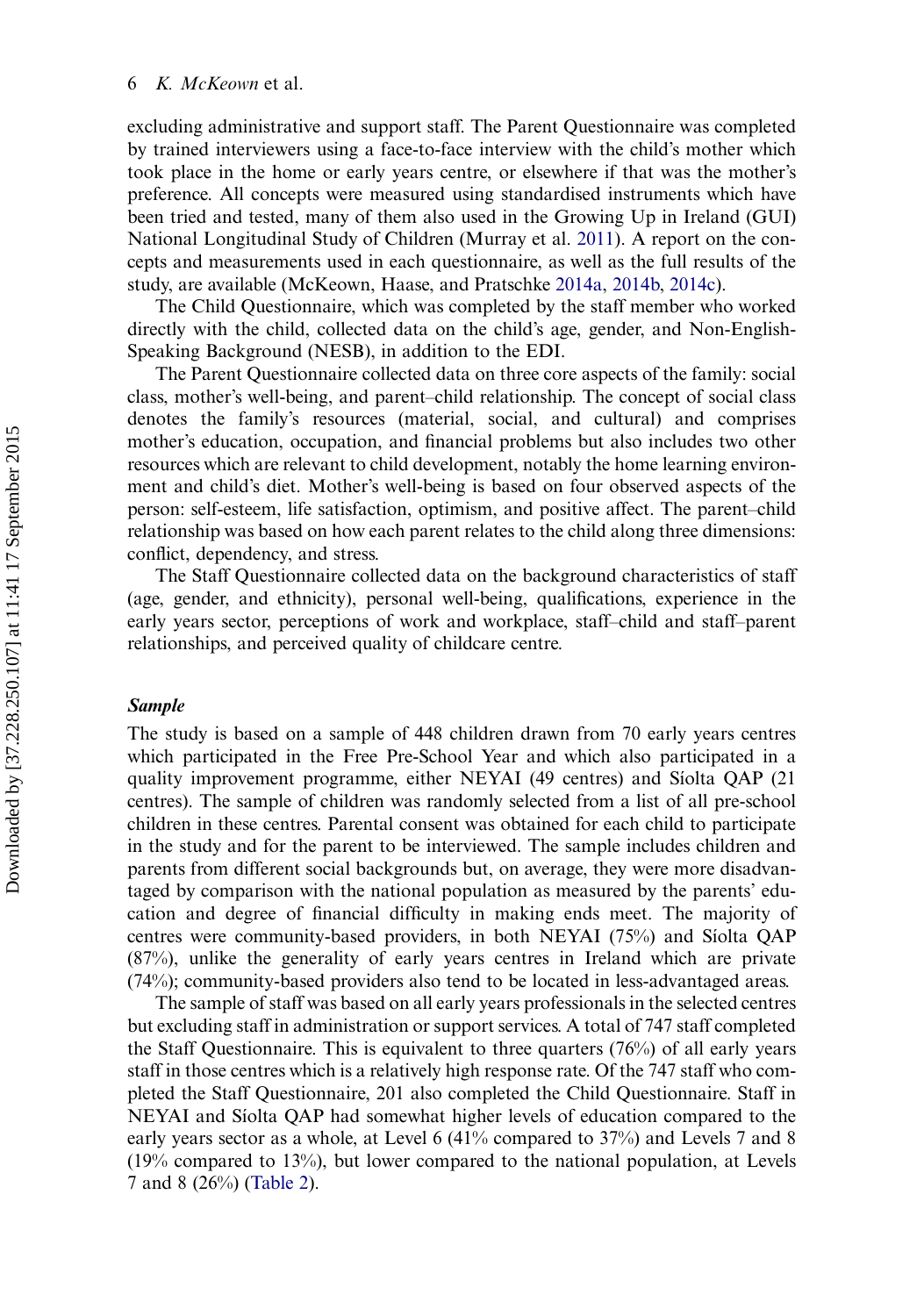excluding administrative and support staff. The Parent Questionnaire was completed by trained interviewers using a face-to-face interview with the child's mother which took place in the home or early years centre, or elsewhere if that was the mother's preference. All concepts were measured using standardised instruments which have been tried and tested, many of them also used in the Growing Up in Ireland (GUI) National Longitudinal Study of Children (Murray et al. 2011). A report on the concepts and measurements used in each questionnaire, as well as the full results of the study, are available (McKeown, Haase, and Pratschke 2014a, 2014b, 2014c).

The Child Questionnaire, which was completed by the staff member who worked directly with the child, collected data on the child's age, gender, and Non-English-Speaking Background (NESB), in addition to the EDI.

The Parent Questionnaire collected data on three core aspects of the family: social class, mother's well-being, and parent–child relationship. The concept of social class denotes the family's resources (material, social, and cultural) and comprises mother's education, occupation, and financial problems but also includes two other resources which are relevant to child development, notably the home learning environment and child's diet. Mother's well-being is based on four observed aspects of the person: self-esteem, life satisfaction, optimism, and positive affect. The parent–child relationship was based on how each parent relates to the child along three dimensions: conflict, dependency, and stress.

The Staff Questionnaire collected data on the background characteristics of staff (age, gender, and ethnicity), personal well-being, qualifications, experience in the early years sector, perceptions of work and workplace, staff–child and staff–parent relationships, and perceived quality of childcare centre.

### *Sample*

The study is based on a sample of 448 children drawn from 70 early years centres which participated in the Free Pre-School Year and which also participated in a quality improvement programme, either NEYAI (49 centres) and Síolta QAP (21 centres). The sample of children was randomly selected from a list of all pre-school children in these centres. Parental consent was obtained for each child to participate in the study and for the parent to be interviewed. The sample includes children and parents from different social backgrounds but, on average, they were more disadvantaged by comparison with the national population as measured by the parents' education and degree of financial difficulty in making ends meet. The majority of centres were community-based providers, in both NEYAI (75%) and Síolta QAP (87%), unlike the generality of early years centres in Ireland which are private (74%); community-based providers also tend to be located in less-advantaged areas.

The sample of staff was based on all early years professionals in the selected centres but excluding staff in administration or support services. A total of 747 staff completed the Staff Questionnaire. This is equivalent to three quarters (76%) of all early years staff in those centres which is a relatively high response rate. Of the 747 staff who completed the Staff Questionnaire, 201 also completed the Child Questionnaire. Staff in NEYAI and Síolta QAP had somewhat higher levels of education compared to the early years sector as a whole, at Level 6 (41% compared to 37%) and Levels 7 and 8 (19% compared to 13%), but lower compared to the national population, at Levels 7 and 8 (26%) (Table 2).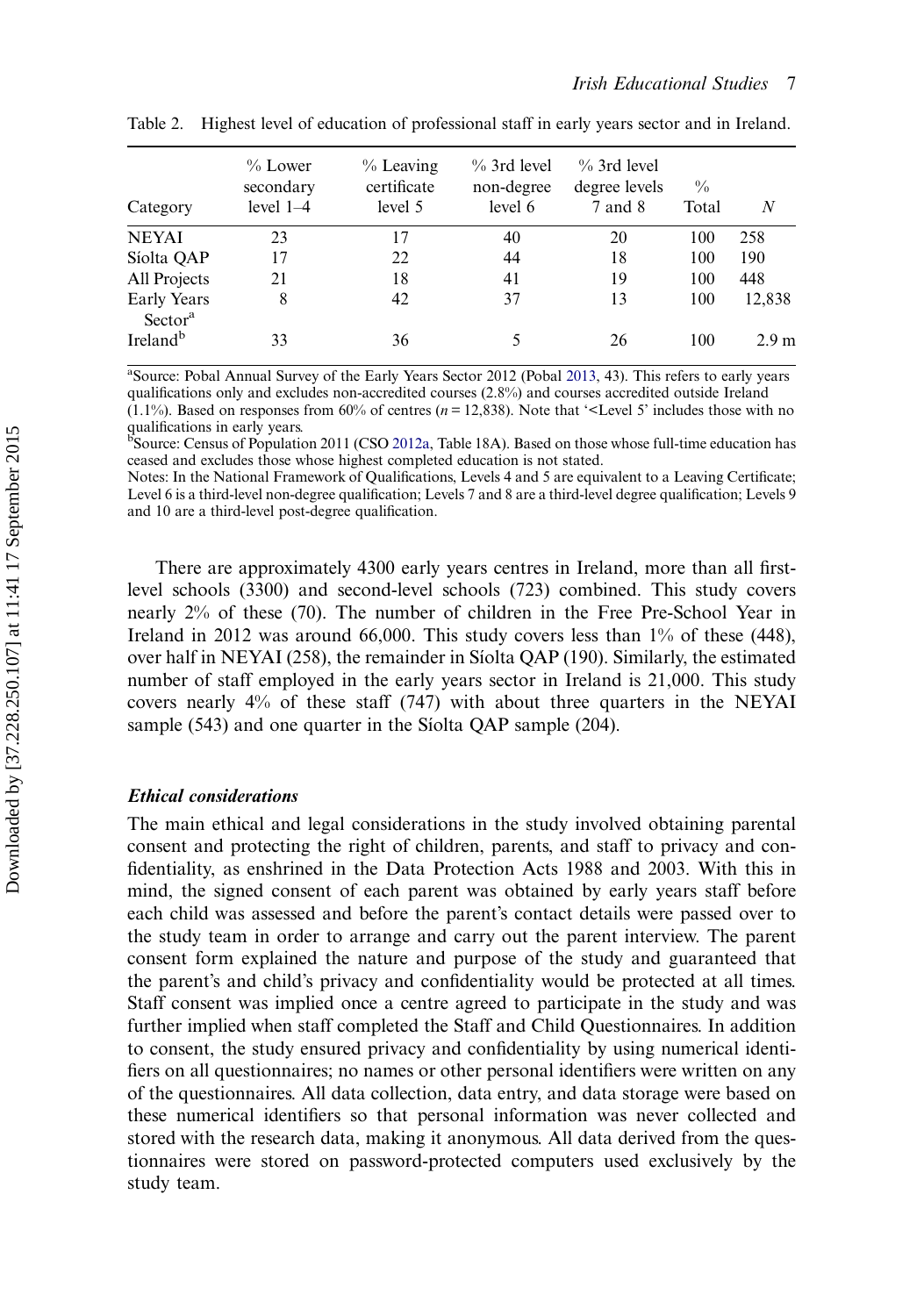Table 2. Highest level of education of professional staff in early years sector and in Ireland.

| Category | % Lower secondary level 1–4 | % Leaving certificate level 5 | % 3rd level non-degree level 6 | % 3rd level degree levels 7 and 8 | % Total | N |
|---|---|---|---|---|---|---|
| NEYAI | 23 | 17 | 40 | 20 | 100 | 258 |
| Síolta QAP | 17 | 22 | 44 | 18 | 100 | 190 |
| All Projects | 21 | 18 | 41 | 19 | 100 | 448 |
| Early Years Sector[a] | 8 | 42 | 37 | 13 | 100 | 12,838 |
| Ireland[b] | 33 | 36 | 5 | 26 | 100 | 2.9 m |

[a]Source: Pobal Annual Survey of the Early Years Sector 2012 (Pobal 2013, 43). This refers to early years qualifications only and excludes non-accredited courses (2.8%) and courses accredited outside Ireland (1.1%). Based on responses from 60% of centres ($n$ = 12,838). Note that '<Level 5' includes those with no qualifications in early years.

[b]Source: Census of Population 2011 (CSO 2012a, Table 18A). Based on those whose full-time education has ceased and excludes those whose highest completed education is not stated.

Notes: In the National Framework of Qualifications, Levels 4 and 5 are equivalent to a Leaving Certificate; Level 6 is a third-level non-degree qualification; Levels 7 and 8 are a third-level degree qualification; Levels 9 and 10 are a third-level post-degree qualification.

There are approximately 4300 early years centres in Ireland, more than all first-level schools (3300) and second-level schools (723) combined. This study covers nearly 2% of these (70). The number of children in the Free Pre-School Year in Ireland in 2012 was around 66,000. This study covers less than 1% of these (448), over half in NEYAI (258), the remainder in Síolta QAP (190). Similarly, the estimated number of staff employed in the early years sector in Ireland is 21,000. This study covers nearly 4% of these staff (747) with about three quarters in the NEYAI sample (543) and one quarter in the Síolta QAP sample (204).

### *Ethical considerations*

The main ethical and legal considerations in the study involved obtaining parental consent and protecting the right of children, parents, and staff to privacy and confidentiality, as enshrined in the Data Protection Acts 1988 and 2003. With this in mind, the signed consent of each parent was obtained by early years staff before each child was assessed and before the parent's contact details were passed over to the study team in order to arrange and carry out the parent interview. The parent consent form explained the nature and purpose of the study and guaranteed that the parent's and child's privacy and confidentiality would be protected at all times. Staff consent was implied once a centre agreed to participate in the study and was further implied when staff completed the Staff and Child Questionnaires. In addition to consent, the study ensured privacy and confidentiality by using numerical identifiers on all questionnaires; no names or other personal identifiers were written on any of the questionnaires. All data collection, data entry, and data storage were based on these numerical identifiers so that personal information was never collected and stored with the research data, making it anonymous. All data derived from the questionnaires were stored on password-protected computers used exclusively by the study team.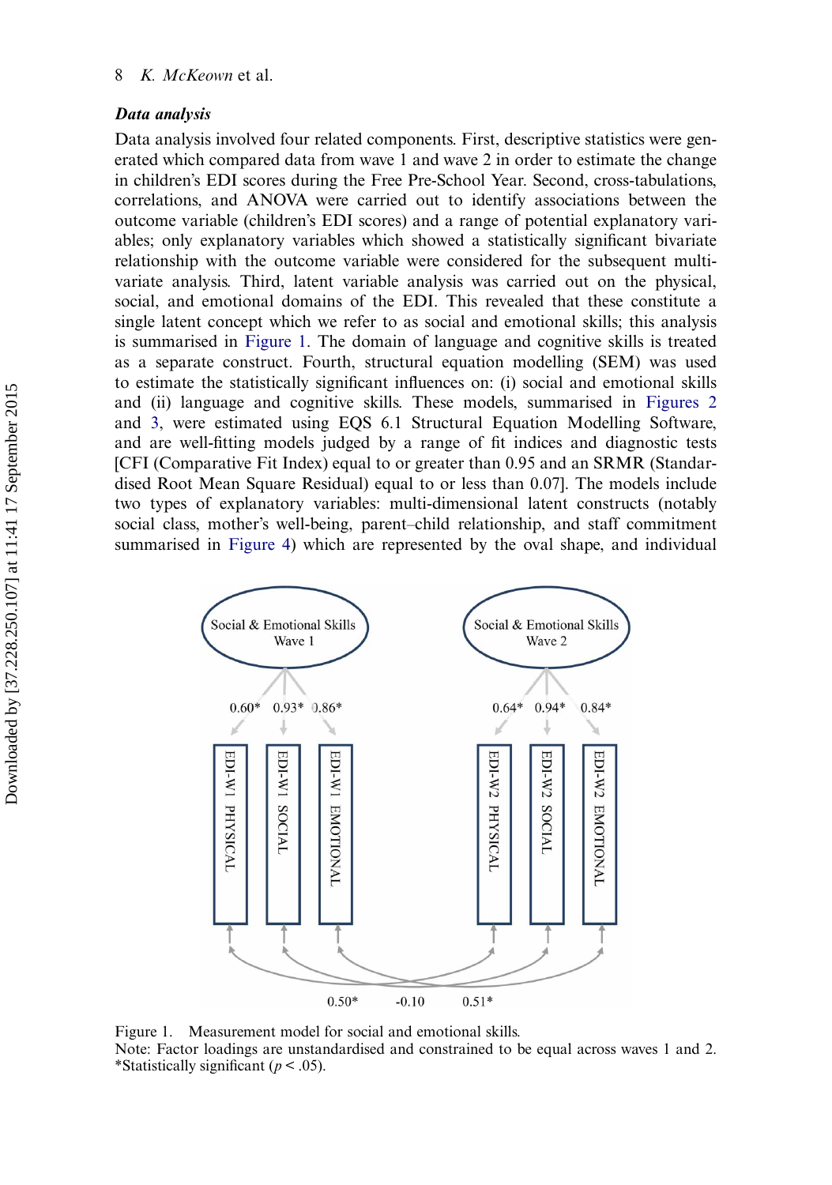### *Data analysis*

Data analysis involved four related components. First, descriptive statistics were generated which compared data from wave 1 and wave 2 in order to estimate the change in children's EDI scores during the Free Pre-School Year. Second, cross-tabulations, correlations, and ANOVA were carried out to identify associations between the outcome variable (children's EDI scores) and a range of potential explanatory variables; only explanatory variables which showed a statistically significant bivariate relationship with the outcome variable were considered for the subsequent multivariate analysis. Third, latent variable analysis was carried out on the physical, social, and emotional domains of the EDI. This revealed that these constitute a single latent concept which we refer to as social and emotional skills; this analysis is summarised in Figure 1. The domain of language and cognitive skills is treated as a separate construct. Fourth, structural equation modelling (SEM) was used to estimate the statistically significant influences on: (i) social and emotional skills and (ii) language and cognitive skills. These models, summarised in Figures 2 and 3, were estimated using EQS 6.1 Structural Equation Modelling Software, and are well-fitting models judged by a range of fit indices and diagnostic tests [CFI (Comparative Fit Index) equal to or greater than 0.95 and an SRMR (Standardised Root Mean Square Residual) equal to or less than 0.07]. The models include two types of explanatory variables: multi-dimensional latent constructs (notably social class, mother's well-being, parent–child relationship, and staff commitment summarised in Figure 4) which are represented by the oval shape, and individual

Social & Emotional Skills Wave 1 → 0.60* EDI-W1 PHYSICAL; 0.93* EDI-W1 SOCIAL; 0.86* EDI-W1 EMOTIONAL

Social & Emotional Skills Wave 2 → 0.64* EDI-W2 PHYSICAL; 0.94* EDI-W2 SOCIAL; 0.84* EDI-W2 EMOTIONAL

Correlations across waves: 0.50*, -0.10, 0.51*

Figure 1. Measurement model for social and emotional skills.
Note: Factor loadings are unstandardised and constrained to be equal across waves 1 and 2.
*Statistically significant ($p < .05$).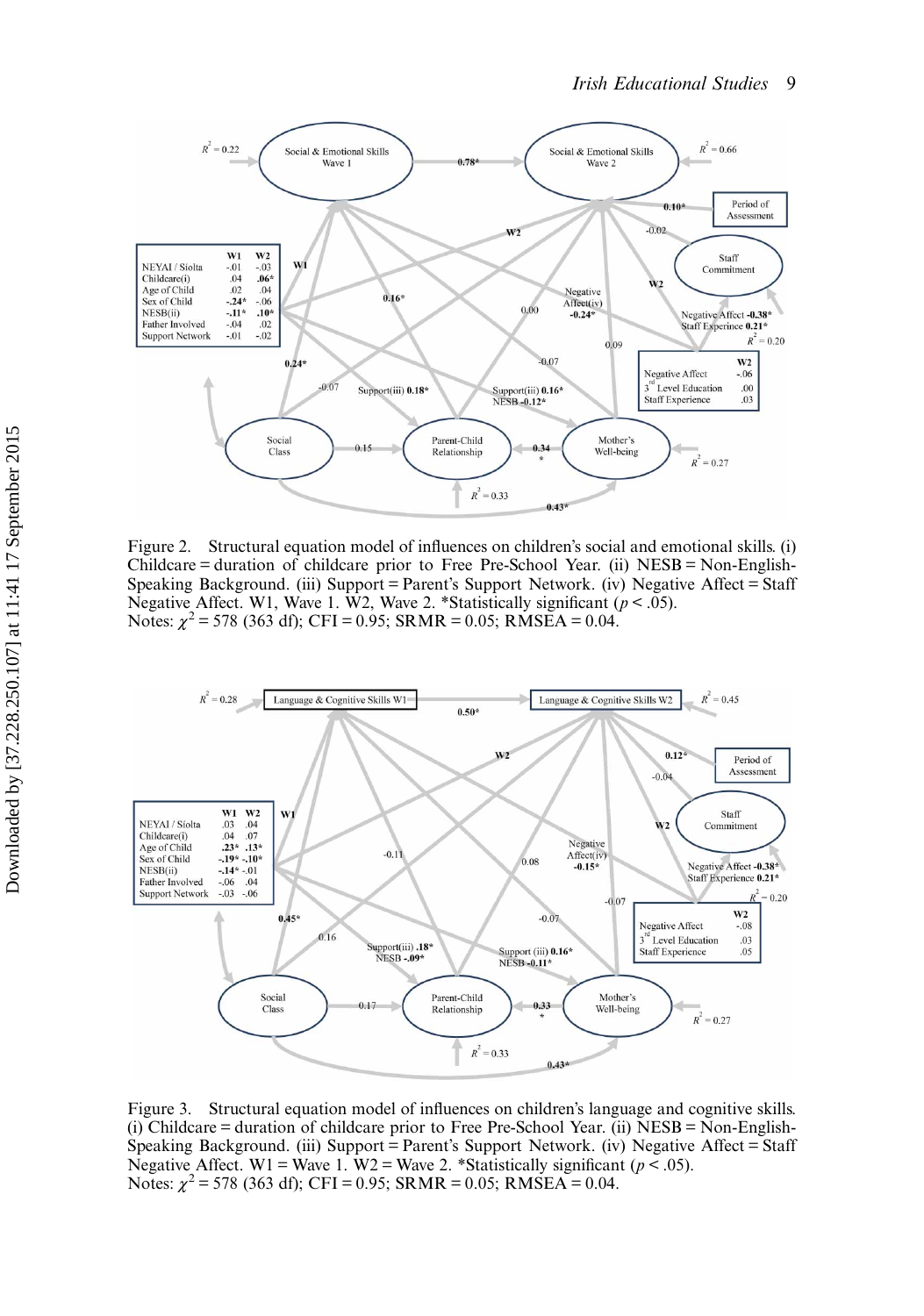Figure 2. Structural equation model of influences on children's social and emotional skills. (i) Childcare = duration of childcare prior to Free Pre-School Year. (ii) NESB = Non-English-Speaking Background. (iii) Support = Parent's Support Network. (iv) Negative Affect = Staff Negative Affect. W1, Wave 1. W2, Wave 2. *Statistically significant ($p < .05$).
Notes: $\chi^2 = 578$ (363 df); CFI = 0.95; SRMR = 0.05; RMSEA = 0.04.

Figure 3. Structural equation model of influences on children's language and cognitive skills. (i) Childcare = duration of childcare prior to Free Pre-School Year. (ii) NESB = Non-English-Speaking Background. (iii) Support = Parent's Support Network. (iv) Negative Affect = Staff Negative Affect. W1 = Wave 1. W2 = Wave 2. *Statistically significant ($p < .05$).
Notes: $\chi^2 = 578$ (363 df); CFI = 0.95; SRMR = 0.05; RMSEA = 0.04.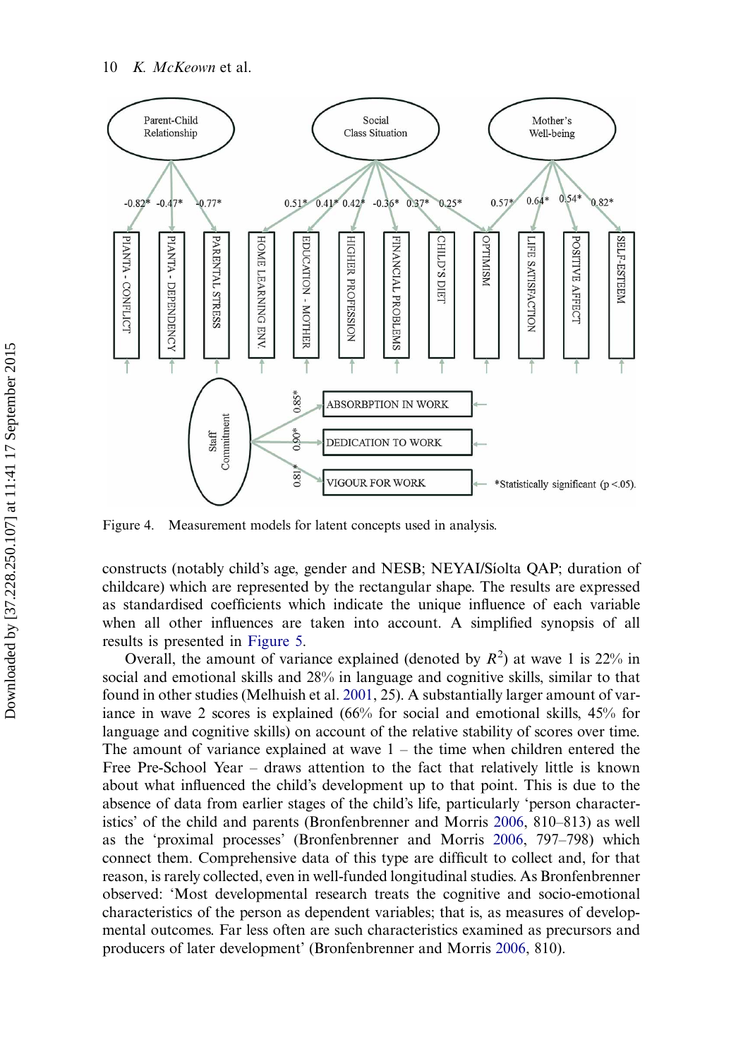Figure 4. Measurement models for latent concepts used in analysis.

constructs (notably child's age, gender and NESB; NEYAI/Síolta QAP; duration of childcare) which are represented by the rectangular shape. The results are expressed as standardised coefficients which indicate the unique influence of each variable when all other influences are taken into account. A simplified synopsis of all results is presented in Figure 5.

Overall, the amount of variance explained (denoted by $R^2$) at wave 1 is 22% in social and emotional skills and 28% in language and cognitive skills, similar to that found in other studies (Melhuish et al. 2001, 25). A substantially larger amount of variance in wave 2 scores is explained (66% for social and emotional skills, 45% for language and cognitive skills) on account of the relative stability of scores over time. The amount of variance explained at wave 1 – the time when children entered the Free Pre-School Year – draws attention to the fact that relatively little is known about what influenced the child's development up to that point. This is due to the absence of data from earlier stages of the child's life, particularly 'person characteristics' of the child and parents (Bronfenbrenner and Morris 2006, 810–813) as well as the 'proximal processes' (Bronfenbrenner and Morris 2006, 797–798) which connect them. Comprehensive data of this type are difficult to collect and, for that reason, is rarely collected, even in well-funded longitudinal studies. As Bronfenbrenner observed: 'Most developmental research treats the cognitive and socio-emotional characteristics of the person as dependent variables; that is, as measures of developmental outcomes. Far less often are such characteristics examined as precursors and producers of later development' (Bronfenbrenner and Morris 2006, 810).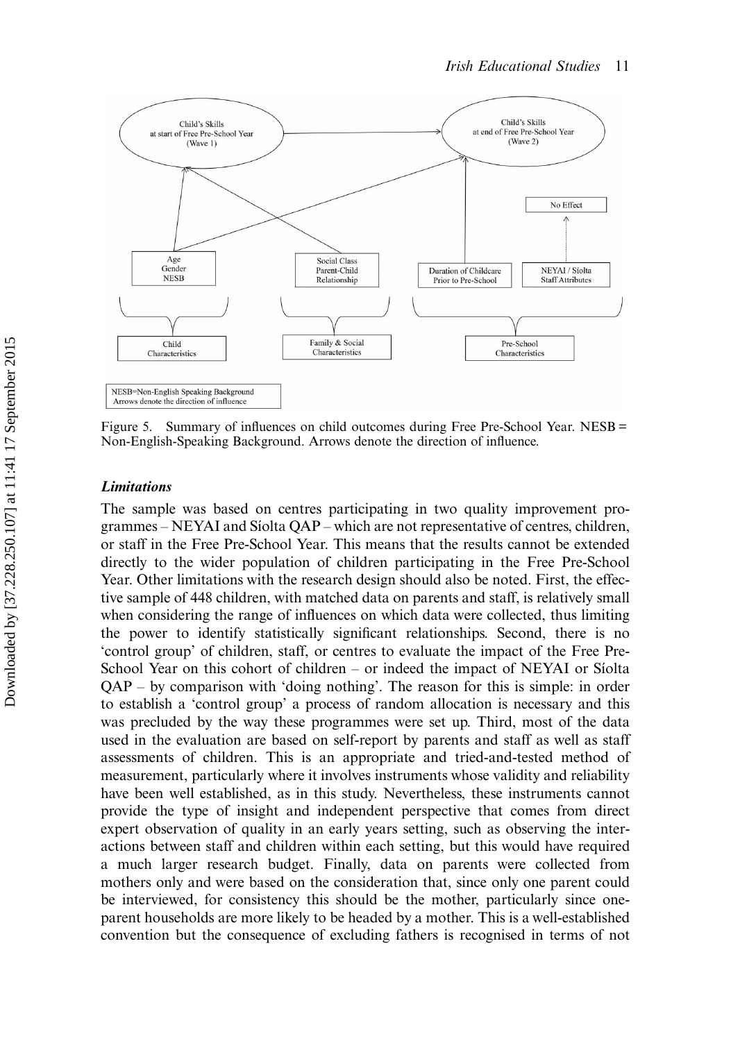Child's Skills at start of Free Pre-School Year (Wave 1)

Child's Skills at end of Free Pre-School Year (Wave 2)

No Effect

Age
Gender
NESB

Social Class
Parent-Child Relationship

Duration of Childcare Prior to Pre-School

NEYAI / Síolta Staff Attributes

Child Characteristics

Family & Social Characteristics

Pre-School Characteristics

NESB=Non-English Speaking Background
Arrows denote the direction of influence

Figure 5. Summary of influences on child outcomes during Free Pre-School Year. NESB = Non-English-Speaking Background. Arrows denote the direction of influence.

### *Limitations*

The sample was based on centres participating in two quality improvement programmes – NEYAI and Síolta QAP – which are not representative of centres, children, or staff in the Free Pre-School Year. This means that the results cannot be extended directly to the wider population of children participating in the Free Pre-School Year. Other limitations with the research design should also be noted. First, the effective sample of 448 children, with matched data on parents and staff, is relatively small when considering the range of influences on which data were collected, thus limiting the power to identify statistically significant relationships. Second, there is no 'control group' of children, staff, or centres to evaluate the impact of the Free Pre-School Year on this cohort of children – or indeed the impact of NEYAI or Síolta QAP – by comparison with 'doing nothing'. The reason for this is simple: in order to establish a 'control group' a process of random allocation is necessary and this was precluded by the way these programmes were set up. Third, most of the data used in the evaluation are based on self-report by parents and staff as well as staff assessments of children. This is an appropriate and tried-and-tested method of measurement, particularly where it involves instruments whose validity and reliability have been well established, as in this study. Nevertheless, these instruments cannot provide the type of insight and independent perspective that comes from direct expert observation of quality in an early years setting, such as observing the interactions between staff and children within each setting, but this would have required a much larger research budget. Finally, data on parents were collected from mothers only and were based on the consideration that, since only one parent could be interviewed, for consistency this should be the mother, particularly since one-parent households are more likely to be headed by a mother. This is a well-established convention but the consequence of excluding fathers is recognised in terms of not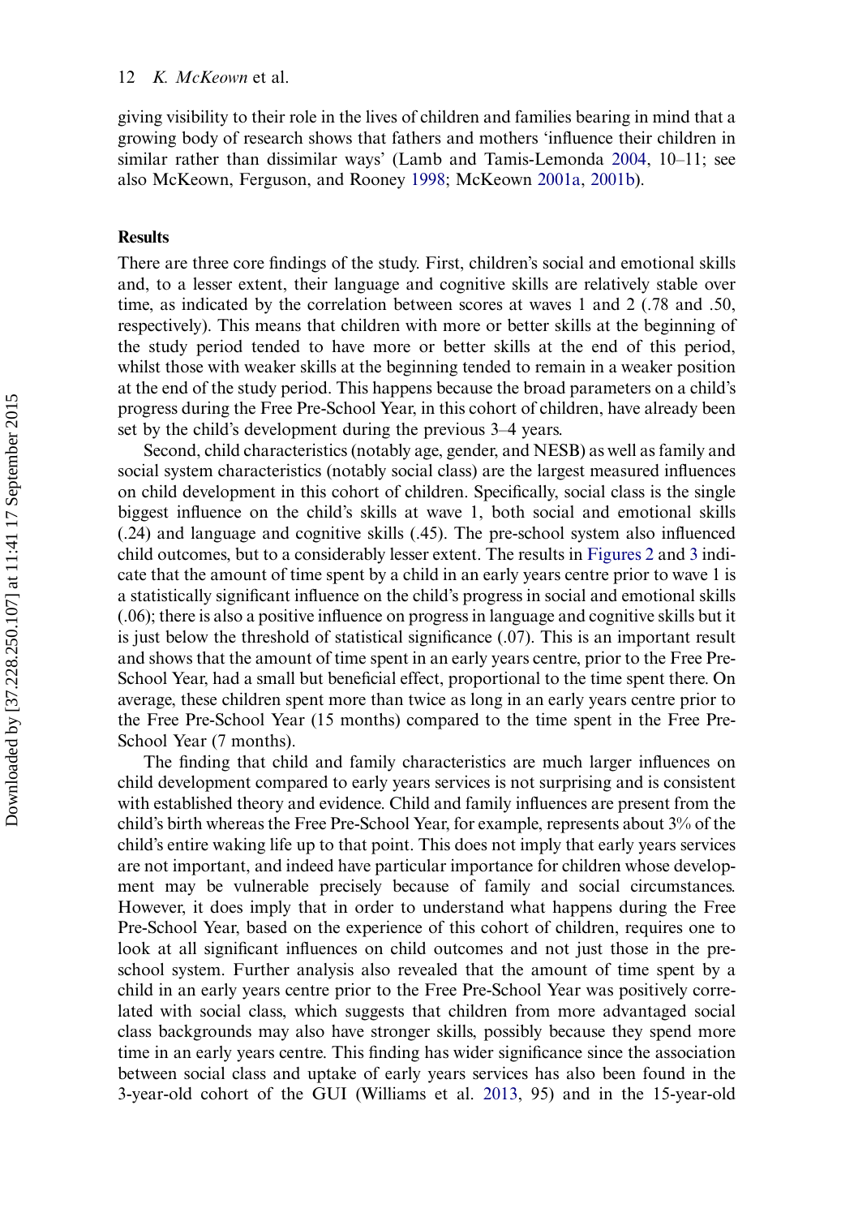giving visibility to their role in the lives of children and families bearing in mind that a growing body of research shows that fathers and mothers 'influence their children in similar rather than dissimilar ways' (Lamb and Tamis-Lemonda 2004, 10–11; see also McKeown, Ferguson, and Rooney 1998; McKeown 2001a, 2001b).

## Results

There are three core findings of the study. First, children's social and emotional skills and, to a lesser extent, their language and cognitive skills are relatively stable over time, as indicated by the correlation between scores at waves 1 and 2 (.78 and .50, respectively). This means that children with more or better skills at the beginning of the study period tended to have more or better skills at the end of this period, whilst those with weaker skills at the beginning tended to remain in a weaker position at the end of the study period. This happens because the broad parameters on a child's progress during the Free Pre-School Year, in this cohort of children, have already been set by the child's development during the previous 3–4 years.

Second, child characteristics (notably age, gender, and NESB) as well as family and social system characteristics (notably social class) are the largest measured influences on child development in this cohort of children. Specifically, social class is the single biggest influence on the child's skills at wave 1, both social and emotional skills (.24) and language and cognitive skills (.45). The pre-school system also influenced child outcomes, but to a considerably lesser extent. The results in Figures 2 and 3 indicate that the amount of time spent by a child in an early years centre prior to wave 1 is a statistically significant influence on the child's progress in social and emotional skills (.06); there is also a positive influence on progress in language and cognitive skills but it is just below the threshold of statistical significance (.07). This is an important result and shows that the amount of time spent in an early years centre, prior to the Free Pre-School Year, had a small but beneficial effect, proportional to the time spent there. On average, these children spent more than twice as long in an early years centre prior to the Free Pre-School Year (15 months) compared to the time spent in the Free Pre-School Year (7 months).

The finding that child and family characteristics are much larger influences on child development compared to early years services is not surprising and is consistent with established theory and evidence. Child and family influences are present from the child's birth whereas the Free Pre-School Year, for example, represents about 3% of the child's entire waking life up to that point. This does not imply that early years services are not important, and indeed have particular importance for children whose development may be vulnerable precisely because of family and social circumstances. However, it does imply that in order to understand what happens during the Free Pre-School Year, based on the experience of this cohort of children, requires one to look at all significant influences on child outcomes and not just those in the pre-school system. Further analysis also revealed that the amount of time spent by a child in an early years centre prior to the Free Pre-School Year was positively correlated with social class, which suggests that children from more advantaged social class backgrounds may also have stronger skills, possibly because they spend more time in an early years centre. This finding has wider significance since the association between social class and uptake of early years services has also been found in the 3-year-old cohort of the GUI (Williams et al. 2013, 95) and in the 15-year-old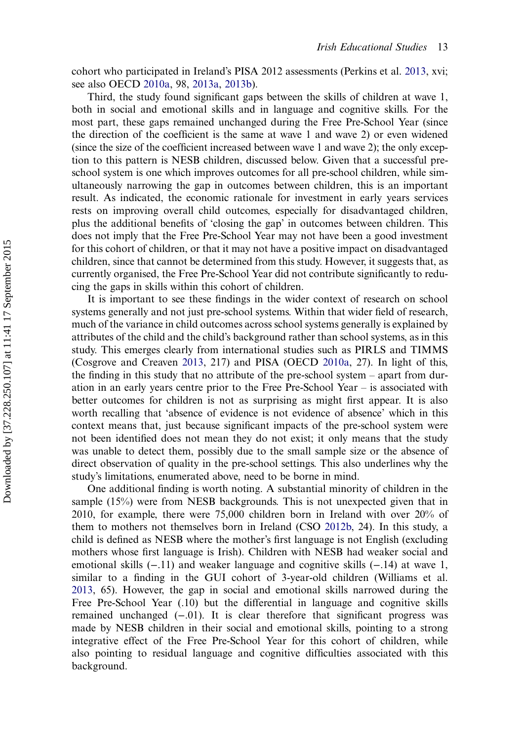cohort who participated in Ireland's PISA 2012 assessments (Perkins et al. 2013, xvi; see also OECD 2010a, 98, 2013a, 2013b).

Third, the study found significant gaps between the skills of children at wave 1, both in social and emotional skills and in language and cognitive skills. For the most part, these gaps remained unchanged during the Free Pre-School Year (since the direction of the coefficient is the same at wave 1 and wave 2) or even widened (since the size of the coefficient increased between wave 1 and wave 2); the only exception to this pattern is NESB children, discussed below. Given that a successful pre-school system is one which improves outcomes for all pre-school children, while simultaneously narrowing the gap in outcomes between children, this is an important result. As indicated, the economic rationale for investment in early years services rests on improving overall child outcomes, especially for disadvantaged children, plus the additional benefits of 'closing the gap' in outcomes between children. This does not imply that the Free Pre-School Year may not have been a good investment for this cohort of children, or that it may not have a positive impact on disadvantaged children, since that cannot be determined from this study. However, it suggests that, as currently organised, the Free Pre-School Year did not contribute significantly to reducing the gaps in skills within this cohort of children.

It is important to see these findings in the wider context of research on school systems generally and not just pre-school systems. Within that wider field of research, much of the variance in child outcomes across school systems generally is explained by attributes of the child and the child's background rather than school systems, as in this study. This emerges clearly from international studies such as PIRLS and TIMMS (Cosgrove and Creaven 2013, 217) and PISA (OECD 2010a, 27). In light of this, the finding in this study that no attribute of the pre-school system – apart from duration in an early years centre prior to the Free Pre-School Year – is associated with better outcomes for children is not as surprising as might first appear. It is also worth recalling that 'absence of evidence is not evidence of absence' which in this context means that, just because significant impacts of the pre-school system were not been identified does not mean they do not exist; it only means that the study was unable to detect them, possibly due to the small sample size or the absence of direct observation of quality in the pre-school settings. This also underlines why the study's limitations, enumerated above, need to be borne in mind.

One additional finding is worth noting. A substantial minority of children in the sample (15%) were from NESB backgrounds. This is not unexpected given that in 2010, for example, there were 75,000 children born in Ireland with over 20% of them to mothers not themselves born in Ireland (CSO 2012b, 24). In this study, a child is defined as NESB where the mother's first language is not English (excluding mothers whose first language is Irish). Children with NESB had weaker social and emotional skills (−.11) and weaker language and cognitive skills (−.14) at wave 1, similar to a finding in the GUI cohort of 3-year-old children (Williams et al. 2013, 65). However, the gap in social and emotional skills narrowed during the Free Pre-School Year (.10) but the differential in language and cognitive skills remained unchanged (−.01). It is clear therefore that significant progress was made by NESB children in their social and emotional skills, pointing to a strong integrative effect of the Free Pre-School Year for this cohort of children, while also pointing to residual language and cognitive difficulties associated with this background.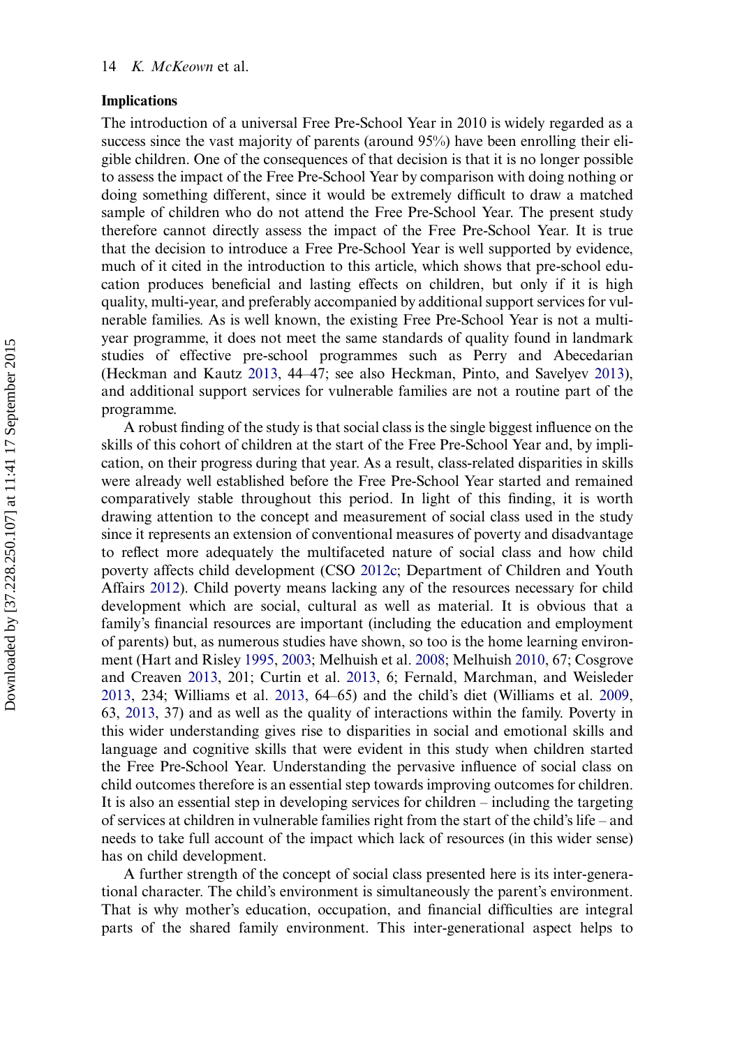### Implications

The introduction of a universal Free Pre-School Year in 2010 is widely regarded as a success since the vast majority of parents (around 95%) have been enrolling their eligible children. One of the consequences of that decision is that it is no longer possible to assess the impact of the Free Pre-School Year by comparison with doing nothing or doing something different, since it would be extremely difficult to draw a matched sample of children who do not attend the Free Pre-School Year. The present study therefore cannot directly assess the impact of the Free Pre-School Year. It is true that the decision to introduce a Free Pre-School Year is well supported by evidence, much of it cited in the introduction to this article, which shows that pre-school education produces beneficial and lasting effects on children, but only if it is high quality, multi-year, and preferably accompanied by additional support services for vulnerable families. As is well known, the existing Free Pre-School Year is not a multi-year programme, it does not meet the same standards of quality found in landmark studies of effective pre-school programmes such as Perry and Abecedarian (Heckman and Kautz 2013, 44–47; see also Heckman, Pinto, and Savelyev 2013), and additional support services for vulnerable families are not a routine part of the programme.

A robust finding of the study is that social class is the single biggest influence on the skills of this cohort of children at the start of the Free Pre-School Year and, by implication, on their progress during that year. As a result, class-related disparities in skills were already well established before the Free Pre-School Year started and remained comparatively stable throughout this period. In light of this finding, it is worth drawing attention to the concept and measurement of social class used in the study since it represents an extension of conventional measures of poverty and disadvantage to reflect more adequately the multifaceted nature of social class and how child poverty affects child development (CSO 2012c; Department of Children and Youth Affairs 2012). Child poverty means lacking any of the resources necessary for child development which are social, cultural as well as material. It is obvious that a family's financial resources are important (including the education and employment of parents) but, as numerous studies have shown, so too is the home learning environment (Hart and Risley 1995, 2003; Melhuish et al. 2008; Melhuish 2010, 67; Cosgrove and Creaven 2013, 201; Curtin et al. 2013, 6; Fernald, Marchman, and Weisleder 2013, 234; Williams et al. 2013, 64–65) and the child's diet (Williams et al. 2009, 63, 2013, 37) and as well as the quality of interactions within the family. Poverty in this wider understanding gives rise to disparities in social and emotional skills and language and cognitive skills that were evident in this study when children started the Free Pre-School Year. Understanding the pervasive influence of social class on child outcomes therefore is an essential step towards improving outcomes for children. It is also an essential step in developing services for children – including the targeting of services at children in vulnerable families right from the start of the child's life – and needs to take full account of the impact which lack of resources (in this wider sense) has on child development.

A further strength of the concept of social class presented here is its inter-generational character. The child's environment is simultaneously the parent's environment. That is why mother's education, occupation, and financial difficulties are integral parts of the shared family environment. This inter-generational aspect helps to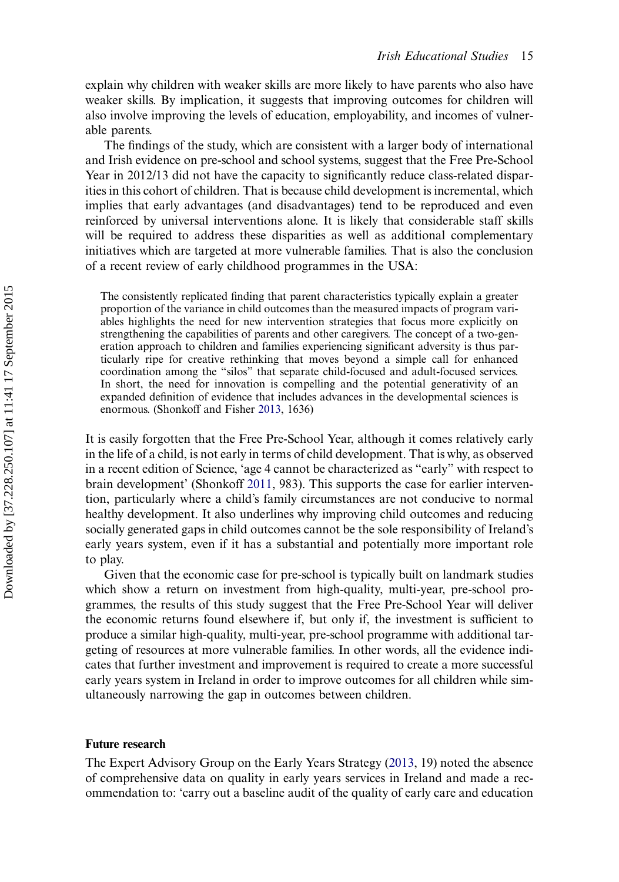explain why children with weaker skills are more likely to have parents who also have weaker skills. By implication, it suggests that improving outcomes for children will also involve improving the levels of education, employability, and incomes of vulnerable parents.

The findings of the study, which are consistent with a larger body of international and Irish evidence on pre-school and school systems, suggest that the Free Pre-School Year in 2012/13 did not have the capacity to significantly reduce class-related disparities in this cohort of children. That is because child development is incremental, which implies that early advantages (and disadvantages) tend to be reproduced and even reinforced by universal interventions alone. It is likely that considerable staff skills will be required to address these disparities as well as additional complementary initiatives which are targeted at more vulnerable families. That is also the conclusion of a recent review of early childhood programmes in the USA:

> The consistently replicated finding that parent characteristics typically explain a greater proportion of the variance in child outcomes than the measured impacts of program variables highlights the need for new intervention strategies that focus more explicitly on strengthening the capabilities of parents and other caregivers. The concept of a two-generation approach to children and families experiencing significant adversity is thus particularly ripe for creative rethinking that moves beyond a simple call for enhanced coordination among the "silos" that separate child-focused and adult-focused services. In short, the need for innovation is compelling and the potential generativity of an expanded definition of evidence that includes advances in the developmental sciences is enormous. (Shonkoff and Fisher 2013, 1636)

It is easily forgotten that the Free Pre-School Year, although it comes relatively early in the life of a child, is not early in terms of child development. That is why, as observed in a recent edition of Science, 'age 4 cannot be characterized as "early" with respect to brain development' (Shonkoff 2011, 983). This supports the case for earlier intervention, particularly where a child's family circumstances are not conducive to normal healthy development. It also underlines why improving child outcomes and reducing socially generated gaps in child outcomes cannot be the sole responsibility of Ireland's early years system, even if it has a substantial and potentially more important role to play.

Given that the economic case for pre-school is typically built on landmark studies which show a return on investment from high-quality, multi-year, pre-school programmes, the results of this study suggest that the Free Pre-School Year will deliver the economic returns found elsewhere if, but only if, the investment is sufficient to produce a similar high-quality, multi-year, pre-school programme with additional targeting of resources at more vulnerable families. In other words, all the evidence indicates that further investment and improvement is required to create a more successful early years system in Ireland in order to improve outcomes for all children while simultaneously narrowing the gap in outcomes between children.

## Future research

The Expert Advisory Group on the Early Years Strategy (2013, 19) noted the absence of comprehensive data on quality in early years services in Ireland and made a recommendation to: 'carry out a baseline audit of the quality of early care and education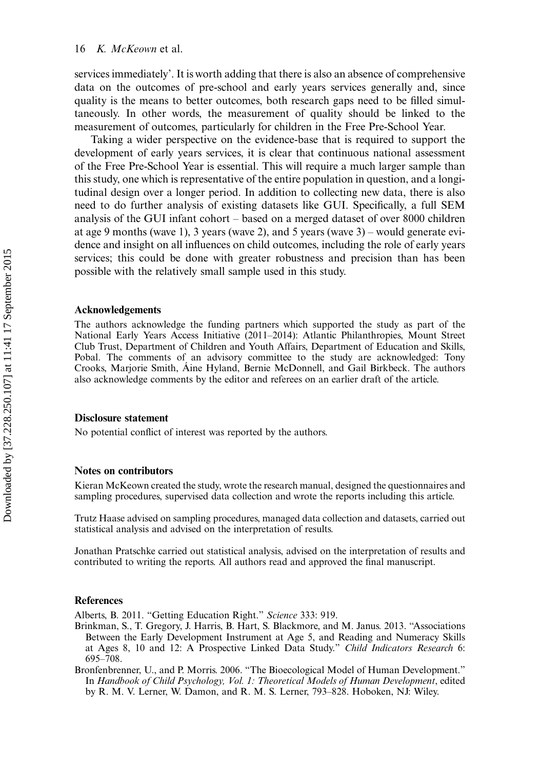services immediately'. It is worth adding that there is also an absence of comprehensive data on the outcomes of pre-school and early years services generally and, since quality is the means to better outcomes, both research gaps need to be filled simultaneously. In other words, the measurement of quality should be linked to the measurement of outcomes, particularly for children in the Free Pre-School Year.

Taking a wider perspective on the evidence-base that is required to support the development of early years services, it is clear that continuous national assessment of the Free Pre-School Year is essential. This will require a much larger sample than this study, one which is representative of the entire population in question, and a longitudinal design over a longer period. In addition to collecting new data, there is also need to do further analysis of existing datasets like GUI. Specifically, a full SEM analysis of the GUI infant cohort – based on a merged dataset of over 8000 children at age 9 months (wave 1), 3 years (wave 2), and 5 years (wave 3) – would generate evidence and insight on all influences on child outcomes, including the role of early years services; this could be done with greater robustness and precision than has been possible with the relatively small sample used in this study.

## Acknowledgements

The authors acknowledge the funding partners which supported the study as part of the National Early Years Access Initiative (2011–2014): Atlantic Philanthropies, Mount Street Club Trust, Department of Children and Youth Affairs, Department of Education and Skills, Pobal. The comments of an advisory committee to the study are acknowledged: Tony Crooks, Marjorie Smith, Áine Hyland, Bernie McDonnell, and Gail Birkbeck. The authors also acknowledge comments by the editor and referees on an earlier draft of the article.

## Disclosure statement

No potential conflict of interest was reported by the authors.

## Notes on contributors

Kieran McKeown created the study, wrote the research manual, designed the questionnaires and sampling procedures, supervised data collection and wrote the reports including this article.

Trutz Haase advised on sampling procedures, managed data collection and datasets, carried out statistical analysis and advised on the interpretation of results.

Jonathan Pratschke carried out statistical analysis, advised on the interpretation of results and contributed to writing the reports. All authors read and approved the final manuscript.

## References

Alberts, B. 2011. "Getting Education Right." *Science* 333: 919.

Brinkman, S., T. Gregory, J. Harris, B. Hart, S. Blackmore, and M. Janus. 2013. "Associations Between the Early Development Instrument at Age 5, and Reading and Numeracy Skills at Ages 8, 10 and 12: A Prospective Linked Data Study." *Child Indicators Research* 6: 695–708.

Bronfenbrenner, U., and P. Morris. 2006. "The Bioecological Model of Human Development." In *Handbook of Child Psychology, Vol. 1: Theoretical Models of Human Development*, edited by R. M. V. Lerner, W. Damon, and R. M. S. Lerner, 793–828. Hoboken, NJ: Wiley.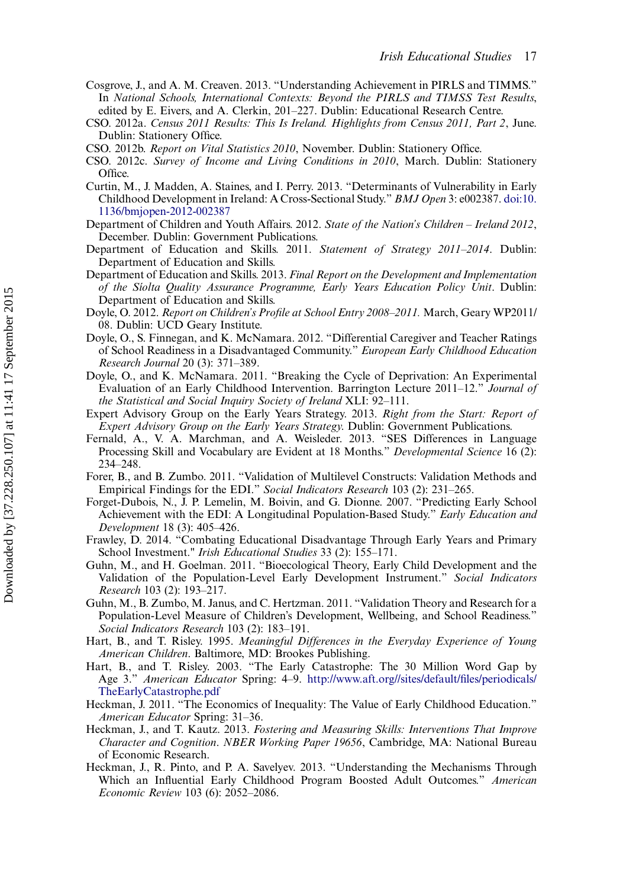Cosgrove, J., and A. M. Creaven. 2013. "Understanding Achievement in PIRLS and TIMMS." In *National Schools, International Contexts: Beyond the PIRLS and TIMSS Test Results*, edited by E. Eivers, and A. Clerkin, 201–227. Dublin: Educational Research Centre.

CSO. 2012a. *Census 2011 Results: This Is Ireland. Highlights from Census 2011, Part 2*, June. Dublin: Stationery Office.

CSO. 2012b. *Report on Vital Statistics 2010*, November. Dublin: Stationery Office.

CSO. 2012c. *Survey of Income and Living Conditions in 2010*, March. Dublin: Stationery Office.

Curtin, M., J. Madden, A. Staines, and I. Perry. 2013. "Determinants of Vulnerability in Early Childhood Development in Ireland: A Cross-Sectional Study." *BMJ Open* 3: e002387. doi:10.1136/bmjopen-2012-002387

Department of Children and Youth Affairs. 2012. *State of the Nation's Children – Ireland 2012*, December. Dublin: Government Publications.

Department of Education and Skills. 2011. *Statement of Strategy 2011–2014*. Dublin: Department of Education and Skills.

Department of Education and Skills. 2013. *Final Report on the Development and Implementation of the Síolta Quality Assurance Programme, Early Years Education Policy Unit*. Dublin: Department of Education and Skills.

Doyle, O. 2012. *Report on Children's Profile at School Entry 2008–2011.* March, Geary WP2011/08. Dublin: UCD Geary Institute.

Doyle, O., S. Finnegan, and K. McNamara. 2012. "Differential Caregiver and Teacher Ratings of School Readiness in a Disadvantaged Community." *European Early Childhood Education Research Journal* 20 (3): 371–389.

Doyle, O., and K. McNamara. 2011. "Breaking the Cycle of Deprivation: An Experimental Evaluation of an Early Childhood Intervention. Barrington Lecture 2011–12." *Journal of the Statistical and Social Inquiry Society of Ireland* XLI: 92–111.

Expert Advisory Group on the Early Years Strategy. 2013. *Right from the Start: Report of Expert Advisory Group on the Early Years Strategy.* Dublin: Government Publications.

Fernald, A., V. A. Marchman, and A. Weisleder. 2013. "SES Differences in Language Processing Skill and Vocabulary are Evident at 18 Months." *Developmental Science* 16 (2): 234–248.

Forer, B., and B. Zumbo. 2011. "Validation of Multilevel Constructs: Validation Methods and Empirical Findings for the EDI." *Social Indicators Research* 103 (2): 231–265.

Forget-Dubois, N., J. P. Lemelin, M. Boivin, and G. Dionne. 2007. "Predicting Early School Achievement with the EDI: A Longitudinal Population-Based Study." *Early Education and Development* 18 (3): 405–426.

Frawley, D. 2014. "Combating Educational Disadvantage Through Early Years and Primary School Investment." *Irish Educational Studies* 33 (2): 155–171.

Guhn, M., and H. Goelman. 2011. "Bioecological Theory, Early Child Development and the Validation of the Population-Level Early Development Instrument." *Social Indicators Research* 103 (2): 193–217.

Guhn, M., B. Zumbo, M. Janus, and C. Hertzman. 2011. "Validation Theory and Research for a Population-Level Measure of Children's Development, Wellbeing, and School Readiness." *Social Indicators Research* 103 (2): 183–191.

Hart, B., and T. Risley. 1995. *Meaningful Differences in the Everyday Experience of Young American Children*. Baltimore, MD: Brookes Publishing.

Hart, B., and T. Risley. 2003. "The Early Catastrophe: The 30 Million Word Gap by Age 3." *American Educator* Spring: 4–9. http://www.aft.org//sites/default/files/periodicals/TheEarlyCatastrophe.pdf

Heckman, J. 2011. "The Economics of Inequality: The Value of Early Childhood Education." *American Educator* Spring: 31–36.

Heckman, J., and T. Kautz. 2013. *Fostering and Measuring Skills: Interventions That Improve Character and Cognition*. *NBER Working Paper 19656*, Cambridge, MA: National Bureau of Economic Research.

Heckman, J., R. Pinto, and P. A. Savelyev. 2013. "Understanding the Mechanisms Through Which an Influential Early Childhood Program Boosted Adult Outcomes." *American Economic Review* 103 (6): 2052–2086.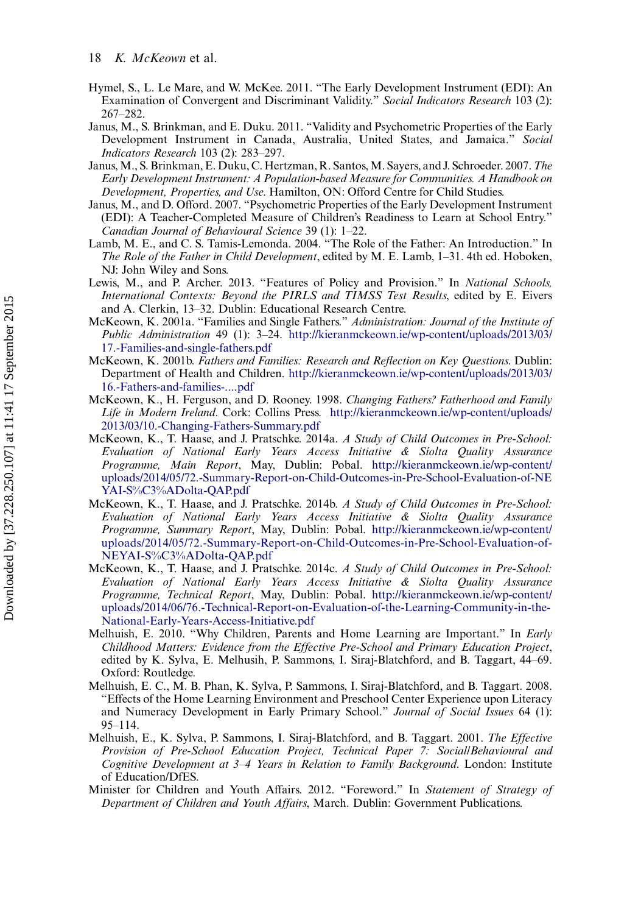Hymel, S., L. Le Mare, and W. McKee. 2011. "The Early Development Instrument (EDI): An Examination of Convergent and Discriminant Validity." *Social Indicators Research* 103 (2): 267–282.

Janus, M., S. Brinkman, and E. Duku. 2011. "Validity and Psychometric Properties of the Early Development Instrument in Canada, Australia, United States, and Jamaica." *Social Indicators Research* 103 (2): 283–297.

Janus, M., S. Brinkman, E. Duku, C. Hertzman, R. Santos, M. Sayers, and J. Schroeder. 2007. *The Early Development Instrument: A Population-based Measure for Communities. A Handbook on Development, Properties, and Use.* Hamilton, ON: Offord Centre for Child Studies.

Janus, M., and D. Offord. 2007. "Psychometric Properties of the Early Development Instrument (EDI): A Teacher-Completed Measure of Children's Readiness to Learn at School Entry." *Canadian Journal of Behavioural Science* 39 (1): 1–22.

Lamb, M. E., and C. S. Tamis-Lemonda. 2004. "The Role of the Father: An Introduction." In *The Role of the Father in Child Development*, edited by M. E. Lamb, 1–31. 4th ed. Hoboken, NJ: John Wiley and Sons.

Lewis, M., and P. Archer. 2013. "Features of Policy and Provision." In *National Schools, International Contexts: Beyond the PIRLS and TIMSS Test Results*, edited by E. Eivers and A. Clerkin, 13–32. Dublin: Educational Research Centre.

McKeown, K. 2001a. "Families and Single Fathers." *Administration: Journal of the Institute of Public Administration* 49 (1): 3–24. http://kieranmckeown.ie/wp-content/uploads/2013/03/17.-Families-and-single-fathers.pdf

McKeown, K. 2001b. *Fathers and Families: Research and Reflection on Key Questions.* Dublin: Department of Health and Children. http://kieranmckeown.ie/wp-content/uploads/2013/03/16.-Fathers-and-families-....pdf

McKeown, K., H. Ferguson, and D. Rooney. 1998. *Changing Fathers? Fatherhood and Family Life in Modern Ireland.* Cork: Collins Press. http://kieranmckeown.ie/wp-content/uploads/2013/03/10.-Changing-Fathers-Summary.pdf

McKeown, K., T. Haase, and J. Pratschke. 2014a. *A Study of Child Outcomes in Pre-School: Evaluation of National Early Years Access Initiative & Síolta Quality Assurance Programme, Main Report*, May, Dublin: Pobal. http://kieranmckeown.ie/wp-content/uploads/2014/05/72.-Summary-Report-on-Child-Outcomes-in-Pre-School-Evaluation-of-NEYAI-S%C3%ADolta-QAP.pdf

McKeown, K., T. Haase, and J. Pratschke. 2014b. *A Study of Child Outcomes in Pre-School: Evaluation of National Early Years Access Initiative & Síolta Quality Assurance Programme, Summary Report*, May, Dublin: Pobal. http://kieranmckeown.ie/wp-content/uploads/2014/05/72.-Summary-Report-on-Child-Outcomes-in-Pre-School-Evaluation-of-NEYAI-S%C3%ADolta-QAP.pdf

McKeown, K., T. Haase, and J. Pratschke. 2014c. *A Study of Child Outcomes in Pre-School: Evaluation of National Early Years Access Initiative & Síolta Quality Assurance Programme, Technical Report*, May, Dublin: Pobal. http://kieranmckeown.ie/wp-content/uploads/2014/06/76.-Technical-Report-on-Evaluation-of-the-Learning-Community-in-the-National-Early-Years-Access-Initiative.pdf

Melhuish, E. 2010. "Why Children, Parents and Home Learning are Important." In *Early Childhood Matters: Evidence from the Effective Pre-School and Primary Education Project*, edited by K. Sylva, E. Melhusih, P. Sammons, I. Siraj-Blatchford, and B. Taggart, 44–69. Oxford: Routledge.

Melhuish, E. C., M. B. Phan, K. Sylva, P. Sammons, I. Siraj-Blatchford, and B. Taggart. 2008. "Effects of the Home Learning Environment and Preschool Center Experience upon Literacy and Numeracy Development in Early Primary School." *Journal of Social Issues* 64 (1): 95–114.

Melhuish, E., K. Sylva, P. Sammons, I. Siraj-Blatchford, and B. Taggart. 2001. *The Effective Provision of Pre-School Education Project, Technical Paper 7: Social/Behavioural and Cognitive Development at 3–4 Years in Relation to Family Background.* London: Institute of Education/DfES.

Minister for Children and Youth Affairs. 2012. "Foreword." In *Statement of Strategy of Department of Children and Youth Affairs*, March. Dublin: Government Publications.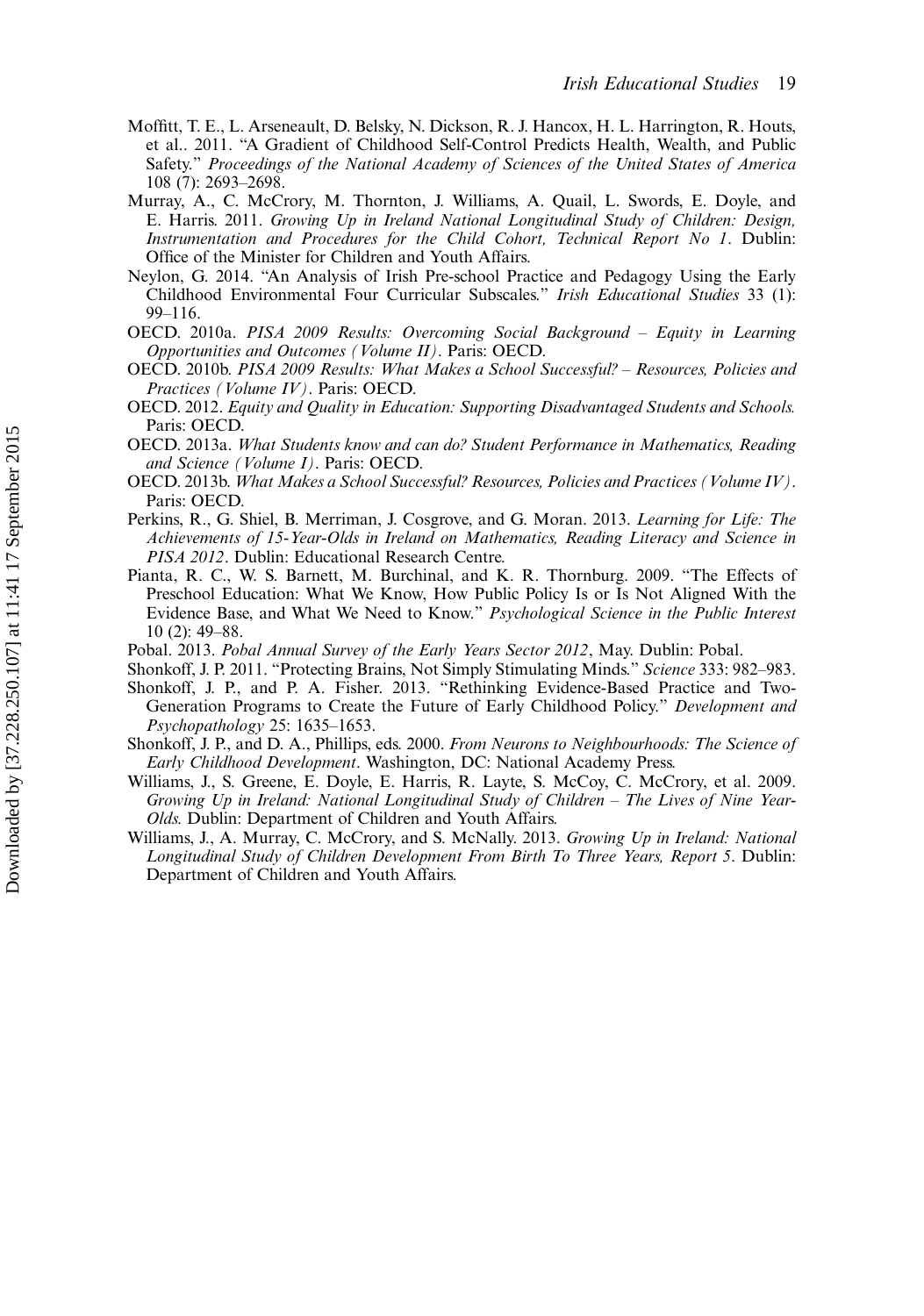Moffitt, T. E., L. Arseneault, D. Belsky, N. Dickson, R. J. Hancox, H. L. Harrington, R. Houts, et al.. 2011. "A Gradient of Childhood Self-Control Predicts Health, Wealth, and Public Safety." *Proceedings of the National Academy of Sciences of the United States of America* 108 (7): 2693–2698.

Murray, A., C. McCrory, M. Thornton, J. Williams, A. Quail, L. Swords, E. Doyle, and E. Harris. 2011. *Growing Up in Ireland National Longitudinal Study of Children: Design, Instrumentation and Procedures for the Child Cohort, Technical Report No 1*. Dublin: Office of the Minister for Children and Youth Affairs.

Neylon, G. 2014. "An Analysis of Irish Pre-school Practice and Pedagogy Using the Early Childhood Environmental Four Curricular Subscales." *Irish Educational Studies* 33 (1): 99–116.

OECD. 2010a. *PISA 2009 Results: Overcoming Social Background – Equity in Learning Opportunities and Outcomes (Volume II)*. Paris: OECD.

OECD. 2010b. *PISA 2009 Results: What Makes a School Successful? – Resources, Policies and Practices (Volume IV)*. Paris: OECD.

OECD. 2012. *Equity and Quality in Education: Supporting Disadvantaged Students and Schools.* Paris: OECD.

OECD. 2013a. *What Students know and can do? Student Performance in Mathematics, Reading and Science (Volume I)*. Paris: OECD.

OECD. 2013b. *What Makes a School Successful? Resources, Policies and Practices (Volume IV)*. Paris: OECD.

Perkins, R., G. Shiel, B. Merriman, J. Cosgrove, and G. Moran. 2013. *Learning for Life: The Achievements of 15-Year-Olds in Ireland on Mathematics, Reading Literacy and Science in PISA 2012*. Dublin: Educational Research Centre.

Pianta, R. C., W. S. Barnett, M. Burchinal, and K. R. Thornburg. 2009. "The Effects of Preschool Education: What We Know, How Public Policy Is or Is Not Aligned With the Evidence Base, and What We Need to Know." *Psychological Science in the Public Interest* 10 (2): 49–88.

Pobal. 2013. *Pobal Annual Survey of the Early Years Sector 2012*, May. Dublin: Pobal.

Shonkoff, J. P. 2011. "Protecting Brains, Not Simply Stimulating Minds." *Science* 333: 982–983.

Shonkoff, J. P., and P. A. Fisher. 2013. "Rethinking Evidence-Based Practice and Two-Generation Programs to Create the Future of Early Childhood Policy." *Development and Psychopathology* 25: 1635–1653.

Shonkoff, J. P., and D. A., Phillips, eds. 2000. *From Neurons to Neighbourhoods: The Science of Early Childhood Development*. Washington, DC: National Academy Press.

Williams, J., S. Greene, E. Doyle, E. Harris, R. Layte, S. McCoy, C. McCrory, et al. 2009. *Growing Up in Ireland: National Longitudinal Study of Children – The Lives of Nine Year-Olds.* Dublin: Department of Children and Youth Affairs.

Williams, J., A. Murray, C. McCrory, and S. McNally. 2013. *Growing Up in Ireland: National Longitudinal Study of Children Development From Birth To Three Years, Report 5*. Dublin: Department of Children and Youth Affairs.